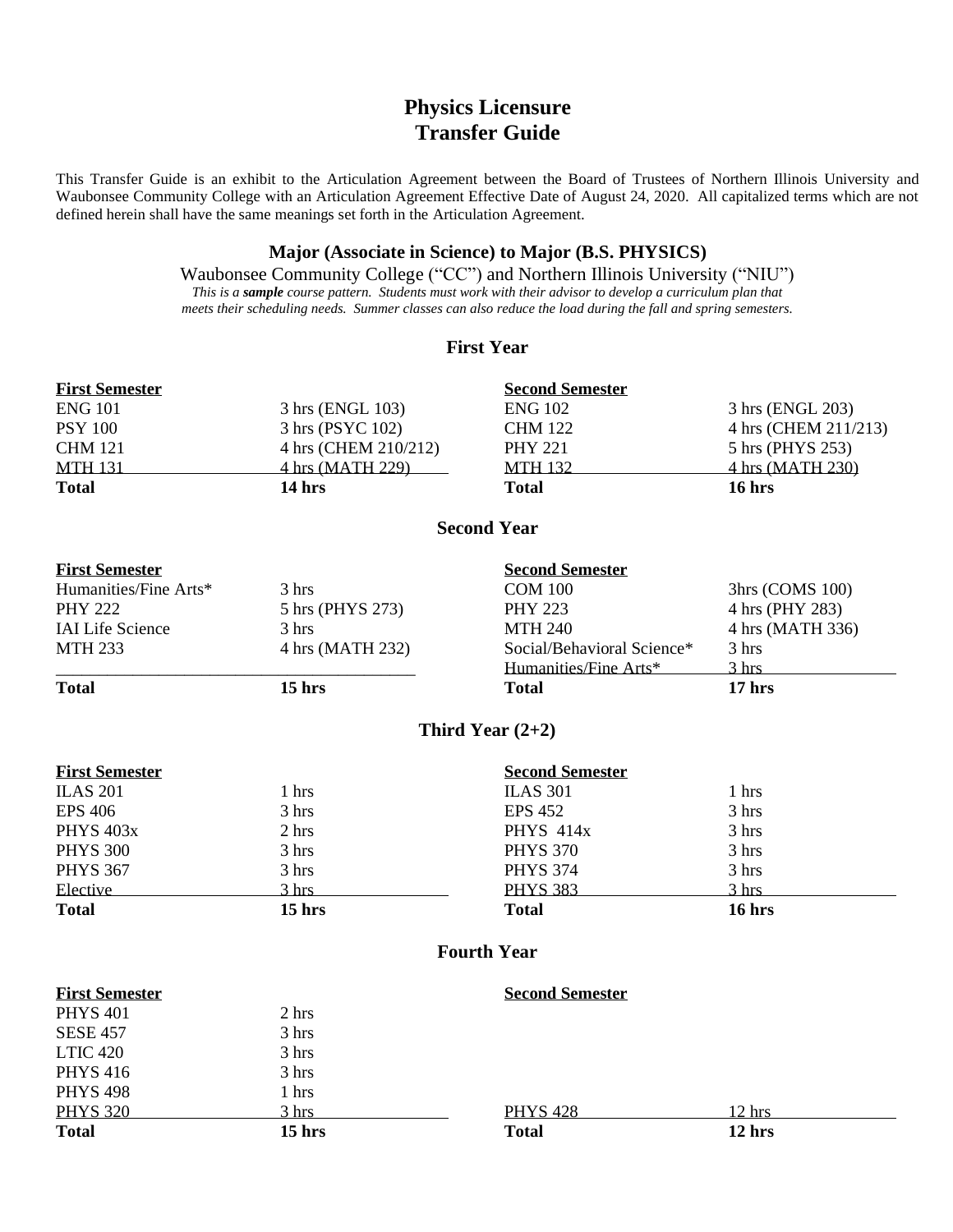# Physics Licensure
# Transfer Guide

This Transfer Guide is an exhibit to the Articulation Agreement between the Board of Trustees of Northern Illinois University and Waubonsee Community College with an Articulation Agreement Effective Date of August 24, 2020. All capitalized terms which are not defined herein shall have the same meanings set forth in the Articulation Agreement.

## Major (Associate in Science) to Major (B.S. PHYSICS)

Waubonsee Community College ("CC") and Northern Illinois University ("NIU")

*This is a* ***sample*** *course pattern. Students must work with their advisor to develop a curriculum plan that meets their scheduling needs. Summer classes can also reduce the load during the fall and spring semesters.*

### First Year

| First Semester | | Second Semester | |
|---|---|---|---|
| ENG 101 | 3 hrs (ENGL 103) | ENG 102 | 3 hrs (ENGL 203) |
| PSY 100 | 3 hrs (PSYC 102) | CHM 122 | 4 hrs (CHEM 211/213) |
| CHM 121 | 4 hrs (CHEM 210/212) | PHY 221 | 5 hrs (PHYS 253) |
| MTH 131 | 4 hrs (MATH 229) | MTH 132 | 4 hrs (MATH 230) |
| **Total** | **14 hrs** | **Total** | **16 hrs** |

### Second Year

| First Semester | | Second Semester | |
|---|---|---|---|
| Humanities/Fine Arts* | 3 hrs | COM 100 | 3hrs (COMS 100) |
| PHY 222 | 5 hrs (PHYS 273) | PHY 223 | 4 hrs (PHY 283) |
| IAI Life Science | 3 hrs | MTH 240 | 4 hrs (MATH 336) |
| MTH 233 | 4 hrs (MATH 232) | Social/Behavioral Science* | 3 hrs |
| | | Humanities/Fine Arts* | 3 hrs |
| **Total** | **15 hrs** | **Total** | **17 hrs** |

### Third Year (2+2)

| First Semester | | Second Semester | |
|---|---|---|---|
| ILAS 201 | 1 hrs | ILAS 301 | 1 hrs |
| EPS 406 | 3 hrs | EPS 452 | 3 hrs |
| PHYS 403x | 2 hrs | PHYS 414x | 3 hrs |
| PHYS 300 | 3 hrs | PHYS 370 | 3 hrs |
| PHYS 367 | 3 hrs | PHYS 374 | 3 hrs |
| Elective | 3 hrs | PHYS 383 | 3 hrs |
| **Total** | **15 hrs** | **Total** | **16 hrs** |

### Fourth Year

| First Semester | | Second Semester | |
|---|---|---|---|
| PHYS 401 | 2 hrs | | |
| SESE 457 | 3 hrs | | |
| LTIC 420 | 3 hrs | | |
| PHYS 416 | 3 hrs | | |
| PHYS 498 | 1 hrs | | |
| PHYS 320 | 3 hrs | PHYS 428 | 12 hrs |
| **Total** | **15 hrs** | **Total** | **12 hrs** |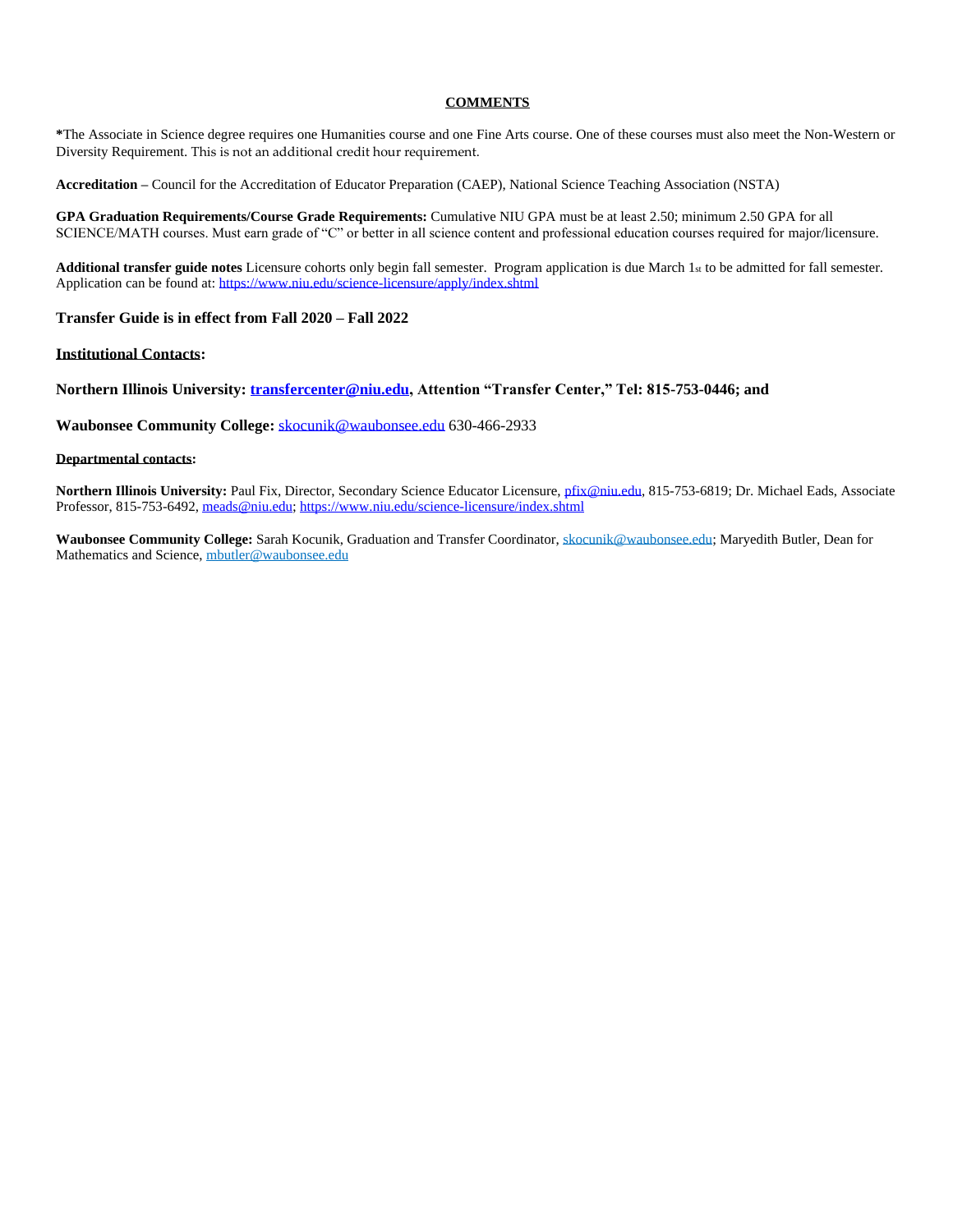## COMMENTS

***** The Associate in Science degree requires one Humanities course and one Fine Arts course. One of these courses must also meet the Non-Western or Diversity Requirement. This is not an additional credit hour requirement.

**Accreditation –** Council for the Accreditation of Educator Preparation (CAEP), National Science Teaching Association (NSTA)

**GPA Graduation Requirements/Course Grade Requirements:** Cumulative NIU GPA must be at least 2.50; minimum 2.50 GPA for all SCIENCE/MATH courses. Must earn grade of "C" or better in all science content and professional education courses required for major/licensure.

**Additional transfer guide notes** Licensure cohorts only begin fall semester. Program application is due March 1st to be admitted for fall semester. Application can be found at: https://www.niu.edu/science-licensure/apply/index.shtml

### Transfer Guide is in effect from Fall 2020 – Fall 2022

### Institutional Contacts:

**Northern Illinois University: transfercenter@niu.edu, Attention "Transfer Center," Tel: 815-753-0446; and**

**Waubonsee Community College:** skocunik@waubonsee.edu 630-466-2933

**Departmental contacts:**

**Northern Illinois University:** Paul Fix, Director, Secondary Science Educator Licensure, pfix@niu.edu, 815-753-6819; Dr. Michael Eads, Associate Professor, 815-753-6492, meads@niu.edu; https://www.niu.edu/science-licensure/index.shtml

**Waubonsee Community College:** Sarah Kocunik, Graduation and Transfer Coordinator, skocunik@waubonsee.edu; Maryedith Butler, Dean for Mathematics and Science, mbutler@waubonsee.edu